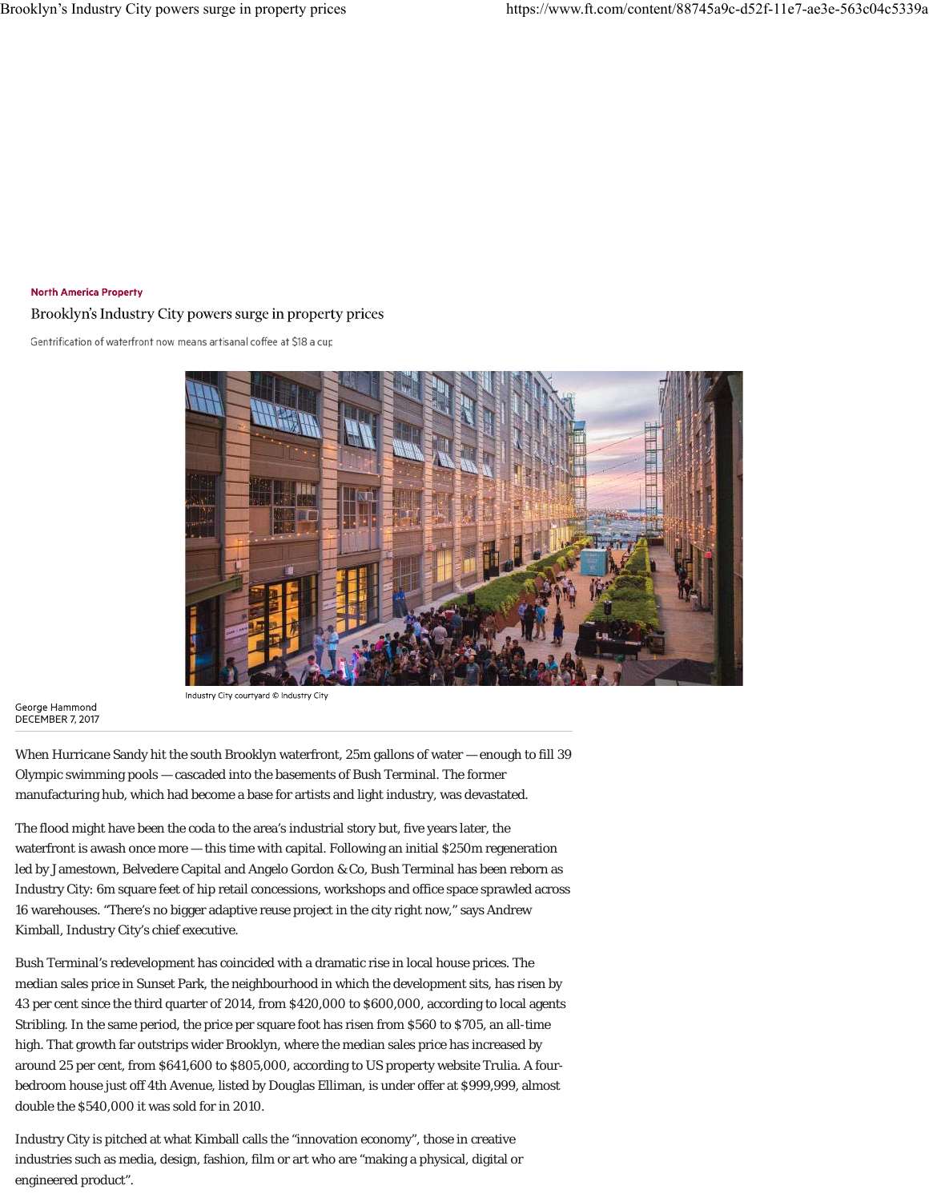North America Property

# Brooklyn's Industry City powers surge in property prices

Gentrification of waterfront now means artisanal coffee at $18 a cup

Industry City courtyard © Industry City

George Hammond
DECEMBER 7, 2017

When Hurricane Sandy hit the south Brooklyn waterfront, 25m gallons of water — enough to fill 39 Olympic swimming pools — cascaded into the basements of Bush Terminal. The former manufacturing hub, which had become a base for artists and light industry, was devastated.

The flood might have been the coda to the area's industrial story but, five years later, the waterfront is awash once more — this time with capital. Following an initial $250m regeneration led by Jamestown, Belvedere Capital and Angelo Gordon & Co, Bush Terminal has been reborn as Industry City: 6m square feet of hip retail concessions, workshops and office space sprawled across 16 warehouses. "There's no bigger adaptive reuse project in the city right now," says Andrew Kimball, Industry City's chief executive.

Bush Terminal's redevelopment has coincided with a dramatic rise in local house prices. The median sales price in Sunset Park, the neighbourhood in which the development sits, has risen by 43 per cent since the third quarter of 2014, from $420,000 to $600,000, according to local agents Stribling. In the same period, the price per square foot has risen from $560 to $705, an all-time high. That growth far outstrips wider Brooklyn, where the median sales price has increased by around 25 per cent, from $641,600 to $805,000, according to US property website Trulia. A four-bedroom house just off 4th Avenue, listed by Douglas Elliman, is under offer at $999,999, almost double the $540,000 it was sold for in 2010.

Industry City is pitched at what Kimball calls the "innovation economy", those in creative industries such as media, design, fashion, film or art who are "making a physical, digital or engineered product".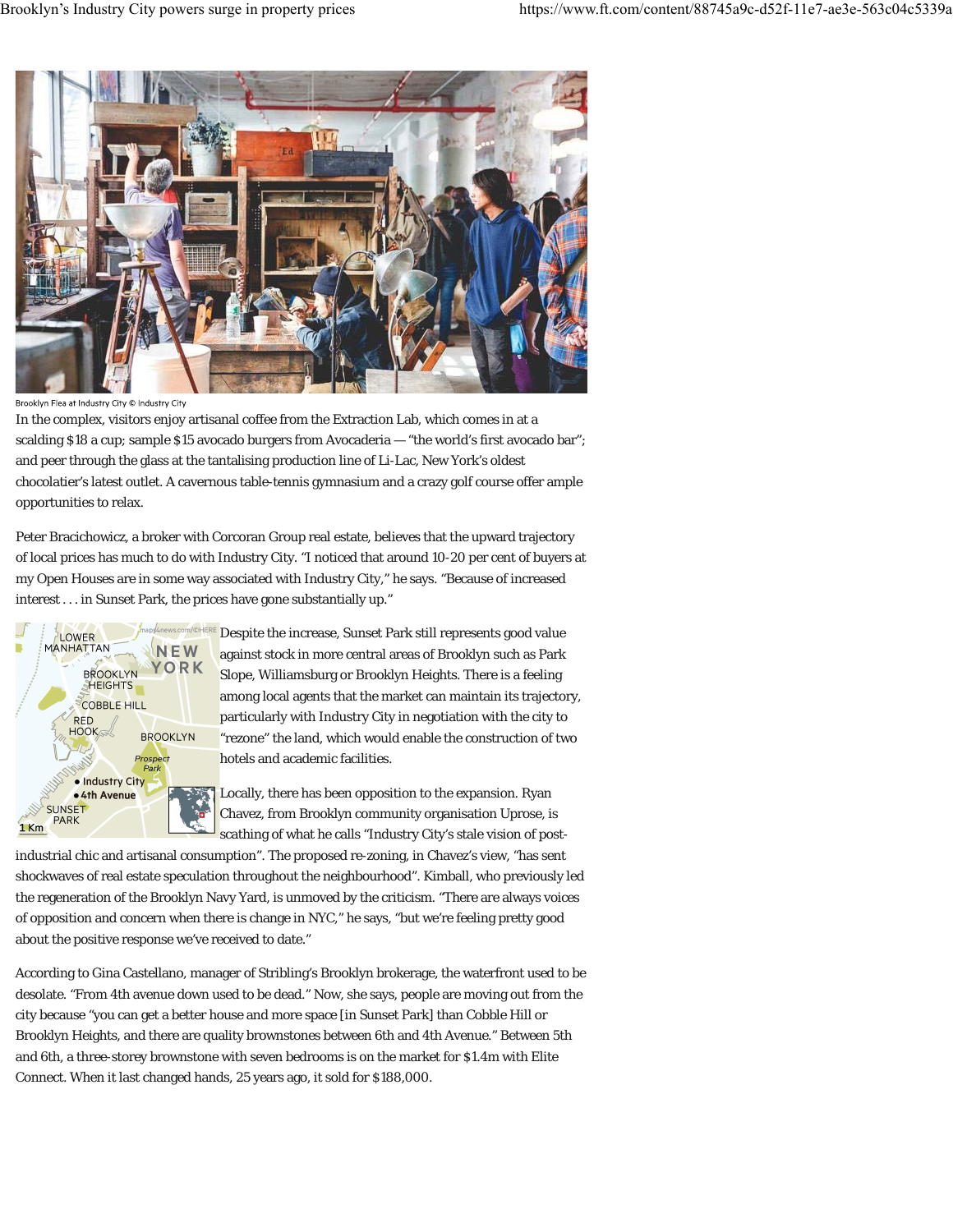Brooklyn Flea at Industry City © Industry City

In the complex, visitors enjoy artisanal coffee from the Extraction Lab, which comes in at a scalding $18 a cup; sample $15 avocado burgers from Avocaderia — "the world's first avocado bar"; and peer through the glass at the tantalising production line of Li-Lac, New York's oldest chocolatier's latest outlet. A cavernous table-tennis gymnasium and a crazy golf course offer ample opportunities to relax.

Peter Bracichowicz, a broker with Corcoran Group real estate, believes that the upward trajectory of local prices has much to do with Industry City. "I noticed that around 10-20 per cent of buyers at my Open Houses are in some way associated with Industry City," he says. "Because of increased interest . . . in Sunset Park, the prices have gone substantially up."

maps4news.com/©HERE
LOWER MANHATTAN
NEW YORK
BROOKLYN HEIGHTS
COBBLE HILL
RED HOOK
BROOKLYN
Prospect Park
• Industry City
• 4th Avenue
SUNSET PARK
1 Km

Despite the increase, Sunset Park still represents good value against stock in more central areas of Brooklyn such as Park Slope, Williamsburg or Brooklyn Heights. There is a feeling among local agents that the market can maintain its trajectory, particularly with Industry City in negotiation with the city to "rezone" the land, which would enable the construction of two hotels and academic facilities.

Locally, there has been opposition to the expansion. Ryan Chavez, from Brooklyn community organisation Uprose, is scathing of what he calls "Industry City's stale vision of post-industrial chic and artisanal consumption". The proposed re-zoning, in Chavez's view, "has sent shockwaves of real estate speculation throughout the neighbourhood". Kimball, who previously led the regeneration of the Brooklyn Navy Yard, is unmoved by the criticism. "There are always voices of opposition and concern when there is change in NYC," he says, "but we're feeling pretty good about the positive response we've received to date."

According to Gina Castellano, manager of Stribling's Brooklyn brokerage, the waterfront used to be desolate. "From 4th avenue down used to be dead." Now, she says, people are moving out from the city because "you can get a better house and more space [in Sunset Park] than Cobble Hill or Brooklyn Heights, and there are quality brownstones between 6th and 4th Avenue." Between 5th and 6th, a three-storey brownstone with seven bedrooms is on the market for $1.4m with Elite Connect. When it last changed hands, 25 years ago, it sold for $188,000.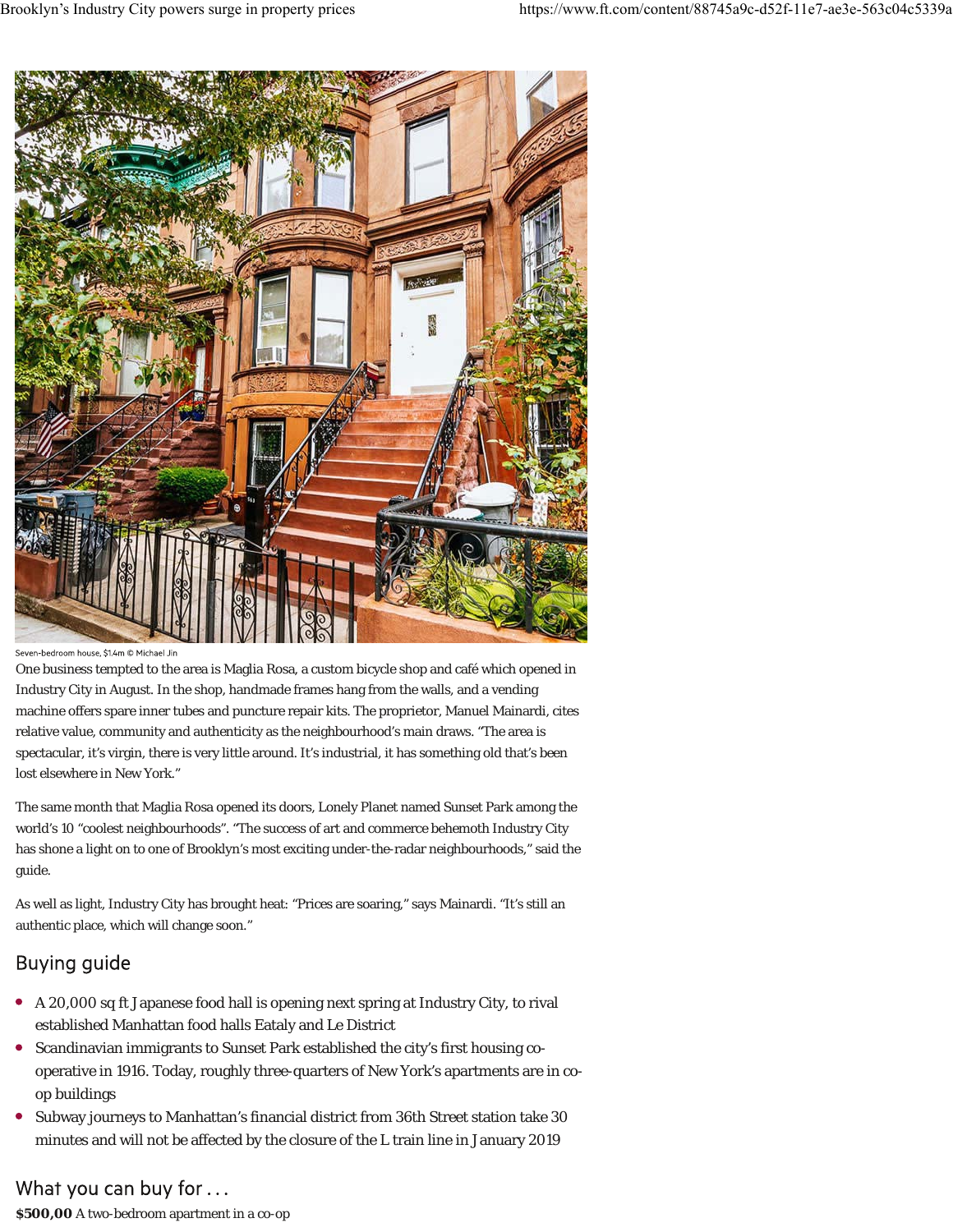Seven-bedroom house, $1.4m © Michael Jin

One business tempted to the area is Maglia Rosa, a custom bicycle shop and café which opened in Industry City in August. In the shop, handmade frames hang from the walls, and a vending machine offers spare inner tubes and puncture repair kits. The proprietor, Manuel Mainardi, cites relative value, community and authenticity as the neighbourhood's main draws. "The area is spectacular, it's virgin, there is very little around. It's industrial, it has something old that's been lost elsewhere in New York."

The same month that Maglia Rosa opened its doors, Lonely Planet named Sunset Park among the world's 10 "coolest neighbourhoods". "The success of art and commerce behemoth Industry City has shone a light on to one of Brooklyn's most exciting under-the-radar neighbourhoods," said the guide.

As well as light, Industry City has brought heat: "Prices are soaring," says Mainardi. "It's still an authentic place, which will change soon."

## Buying guide

- A 20,000 sq ft Japanese food hall is opening next spring at Industry City, to rival established Manhattan food halls Eataly and Le District
- Scandinavian immigrants to Sunset Park established the city's first housing co-operative in 1916. Today, roughly three-quarters of New York's apartments are in co-op buildings
- Subway journeys to Manhattan's financial district from 36th Street station take 30 minutes and will not be affected by the closure of the L train line in January 2019

## What you can buy for . . .

**$500,00** A two-bedroom apartment in a co-op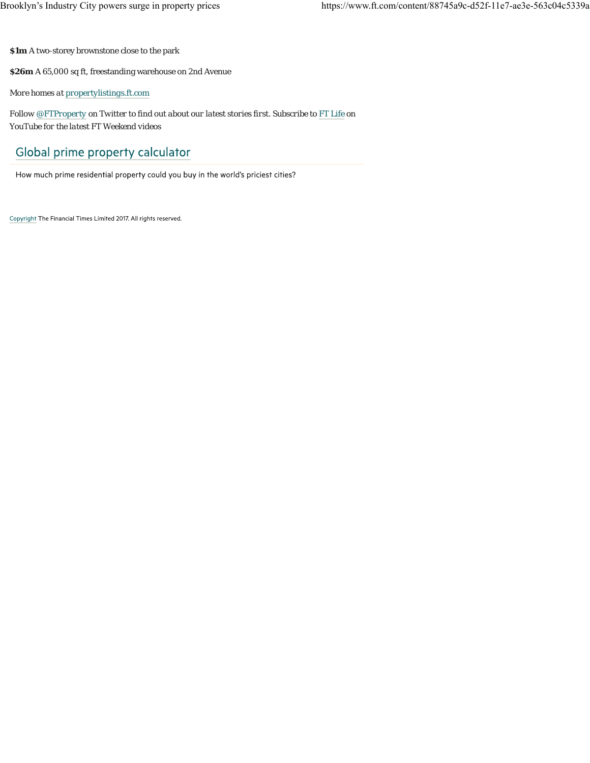**$1m** A two-storey brownstone close to the park

**$26m** A 65,000 sq ft, freestanding warehouse on 2nd Avenue

More homes at propertylistings.ft.com

Follow @FTProperty on Twitter to find out about our latest stories first. Subscribe to FT Life on YouTube for the latest FT Weekend videos

## Global prime property calculator

How much prime residential property could you buy in the world's priciest cities?

Copyright The Financial Times Limited 2017. All rights reserved.